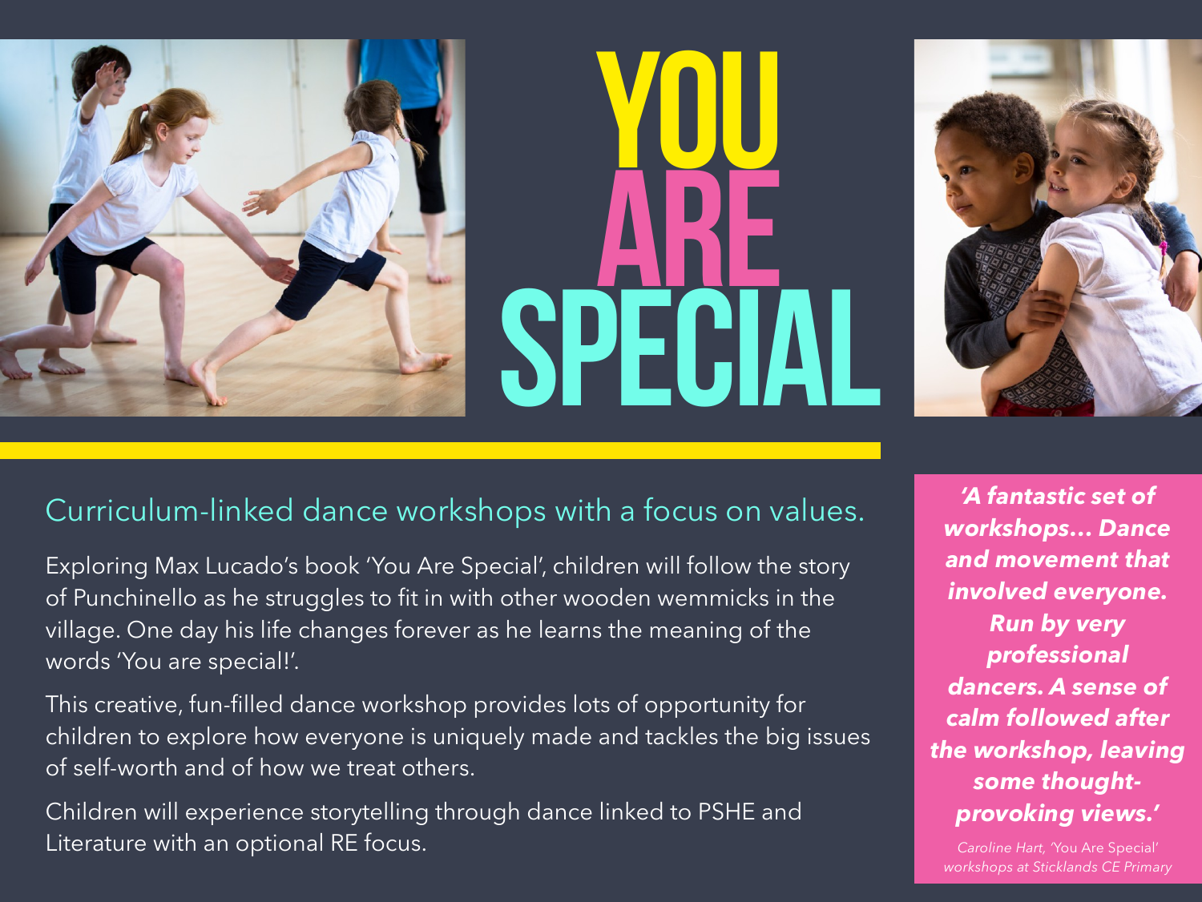# YOU ARE SPECIAL

## Curriculum-linked dance workshops with a focus on values.

Exploring Max Lucado's book 'You Are Special', children will follow the story of Punchinello as he struggles to fit in with other wooden wemmicks in the village. One day his life changes forever as he learns the meaning of the words 'You are special!'.

This creative, fun-filled dance workshop provides lots of opportunity for children to explore how everyone is uniquely made and tackles the big issues of self-worth and of how we treat others.

Children will experience storytelling through dance linked to PSHE and Literature with an optional RE focus.

***'A fantastic set of workshops… Dance and movement that involved everyone. Run by very professional dancers. A sense of calm followed after the workshop, leaving some thought-provoking views.'***

*Caroline Hart, 'You Are Special' workshops at Sticklands CE Primary*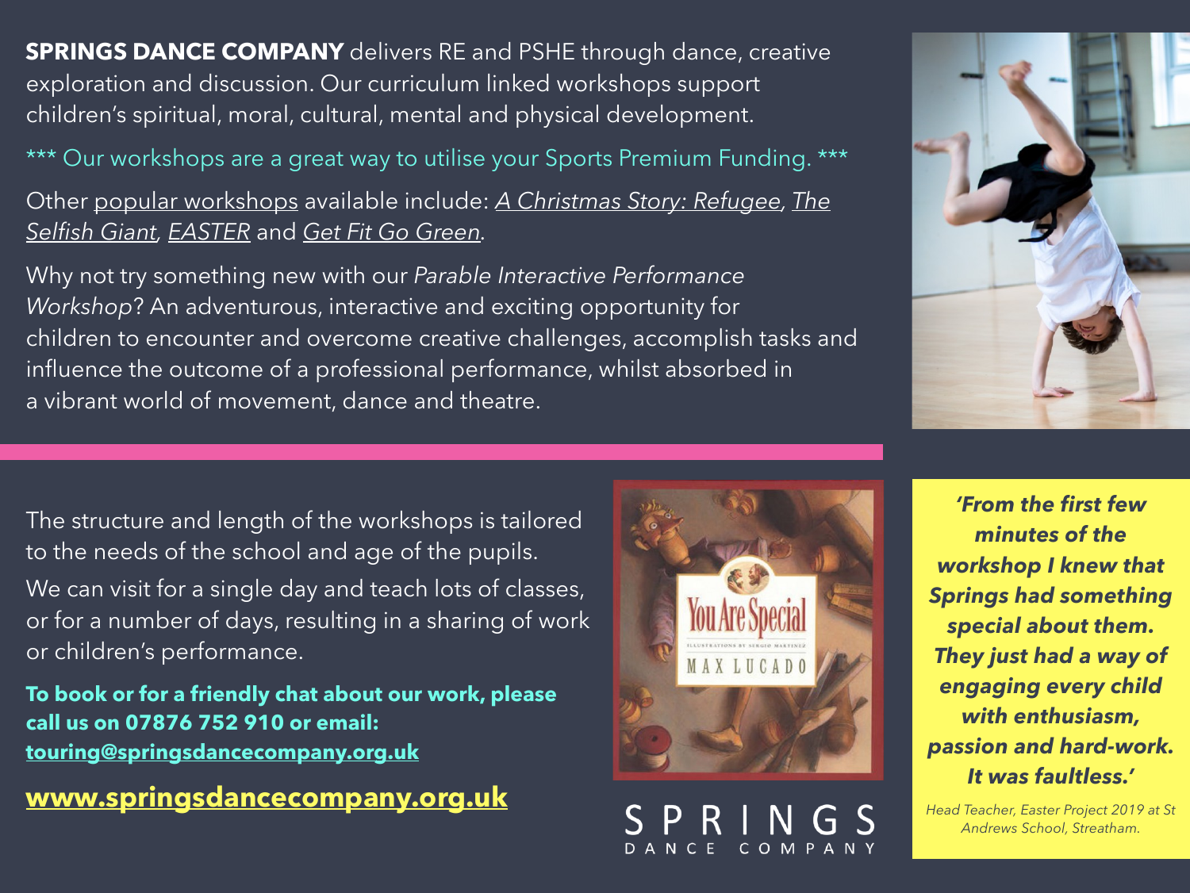**SPRINGS DANCE COMPANY** delivers RE and PSHE through dance, creative exploration and discussion. Our curriculum linked workshops support children's spiritual, moral, cultural, mental and physical development.

*** Our workshops are a great way to utilise your Sports Premium Funding. ***

Other popular workshops available include: *A Christmas Story: Refugee*, *The Selfish Giant*, *EASTER* and *Get Fit Go Green*.

Why not try something new with our *Parable Interactive Performance Workshop*? An adventurous, interactive and exciting opportunity for children to encounter and overcome creative challenges, accomplish tasks and influence the outcome of a professional performance, whilst absorbed in a vibrant world of movement, dance and theatre.

The structure and length of the workshops is tailored to the needs of the school and age of the pupils.

We can visit for a single day and teach lots of classes, or for a number of days, resulting in a sharing of work or children's performance.

**To book or for a friendly chat about our work, please call us on 07876 752 910 or email: touring@springsdancecompany.org.uk**

**www.springsdancecompany.org.uk**

***'From the first few minutes of the workshop I knew that Springs had something special about them. They just had a way of engaging every child with enthusiasm, passion and hard-work. It was faultless.'***

*Head Teacher, Easter Project 2019 at St Andrews School, Streatham.*

SPRINGS DANCE COMPANY